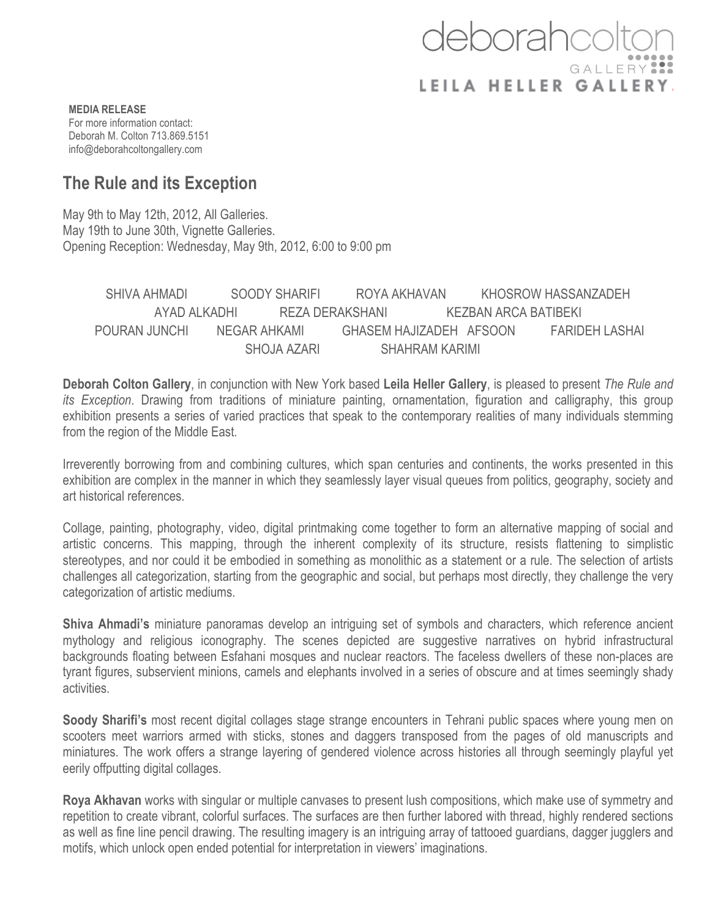deborahcolton GALLERY

LEILA HELLER GALLERY

**MEDIA RELEASE**
For more information contact:
Deborah M. Colton 713.869.5151
info@deborahcoltongallery.com

## The Rule and its Exception

May 9th to May 12th, 2012, All Galleries.
May 19th to June 30th, Vignette Galleries.
Opening Reception: Wednesday, May 9th, 2012, 6:00 to 9:00 pm

SHIVA AHMADI  SOODY SHARIFI  ROYA AKHAVAN  KHOSROW HASSANZADEH
AYAD ALKADHI  REZA DERAKSHANI  KEZBAN ARCA BATIBEKI
POURAN JUNCHI  NEGAR AHKAMI  GHASEM HAJIZADEH  AFSOON  FARIDEH LASHAI
SHOJA AZARI  SHAHRAM KARIMI

**Deborah Colton Gallery**, in conjunction with New York based **Leila Heller Gallery**, is pleased to present *The Rule and its Exception*. Drawing from traditions of miniature painting, ornamentation, figuration and calligraphy, this group exhibition presents a series of varied practices that speak to the contemporary realities of many individuals stemming from the region of the Middle East.

Irreverently borrowing from and combining cultures, which span centuries and continents, the works presented in this exhibition are complex in the manner in which they seamlessly layer visual queues from politics, geography, society and art historical references.

Collage, painting, photography, video, digital printmaking come together to form an alternative mapping of social and artistic concerns. This mapping, through the inherent complexity of its structure, resists flattening to simplistic stereotypes, and nor could it be embodied in something as monolithic as a statement or a rule. The selection of artists challenges all categorization, starting from the geographic and social, but perhaps most directly, they challenge the very categorization of artistic mediums.

**Shiva Ahmadi's** miniature panoramas develop an intriguing set of symbols and characters, which reference ancient mythology and religious iconography. The scenes depicted are suggestive narratives on hybrid infrastructural backgrounds floating between Esfahani mosques and nuclear reactors. The faceless dwellers of these non-places are tyrant figures, subservient minions, camels and elephants involved in a series of obscure and at times seemingly shady activities.

**Soody Sharifi's** most recent digital collages stage strange encounters in Tehrani public spaces where young men on scooters meet warriors armed with sticks, stones and daggers transposed from the pages of old manuscripts and miniatures. The work offers a strange layering of gendered violence across histories all through seemingly playful yet eerily offputting digital collages.

**Roya Akhavan** works with singular or multiple canvases to present lush compositions, which make use of symmetry and repetition to create vibrant, colorful surfaces. The surfaces are then further labored with thread, highly rendered sections as well as fine line pencil drawing. The resulting imagery is an intriguing array of tattooed guardians, dagger jugglers and motifs, which unlock open ended potential for interpretation in viewers' imaginations.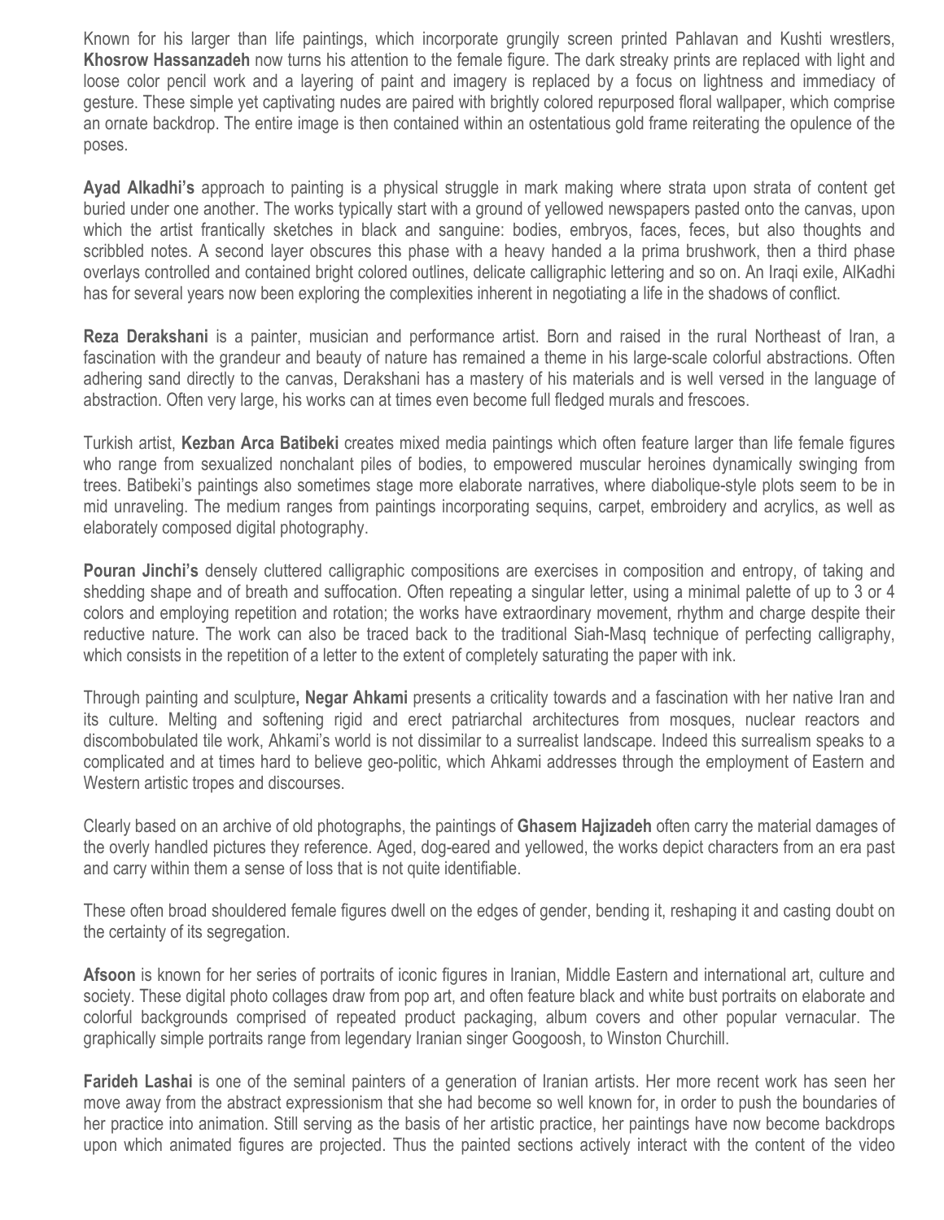Known for his larger than life paintings, which incorporate grungily screen printed Pahlavan and Kushti wrestlers, **Khosrow Hassanzadeh** now turns his attention to the female figure. The dark streaky prints are replaced with light and loose color pencil work and a layering of paint and imagery is replaced by a focus on lightness and immediacy of gesture. These simple yet captivating nudes are paired with brightly colored repurposed floral wallpaper, which comprise an ornate backdrop. The entire image is then contained within an ostentatious gold frame reiterating the opulence of the poses.

**Ayad Alkadhi's** approach to painting is a physical struggle in mark making where strata upon strata of content get buried under one another. The works typically start with a ground of yellowed newspapers pasted onto the canvas, upon which the artist frantically sketches in black and sanguine: bodies, embryos, faces, feces, but also thoughts and scribbled notes. A second layer obscures this phase with a heavy handed a la prima brushwork, then a third phase overlays controlled and contained bright colored outlines, delicate calligraphic lettering and so on. An Iraqi exile, AlKadhi has for several years now been exploring the complexities inherent in negotiating a life in the shadows of conflict.

**Reza Derakshani** is a painter, musician and performance artist. Born and raised in the rural Northeast of Iran, a fascination with the grandeur and beauty of nature has remained a theme in his large-scale colorful abstractions. Often adhering sand directly to the canvas, Derakshani has a mastery of his materials and is well versed in the language of abstraction. Often very large, his works can at times even become full fledged murals and frescoes.

Turkish artist, **Kezban Arca Batibeki** creates mixed media paintings which often feature larger than life female figures who range from sexualized nonchalant piles of bodies, to empowered muscular heroines dynamically swinging from trees. Batibeki's paintings also sometimes stage more elaborate narratives, where diabolique-style plots seem to be in mid unraveling. The medium ranges from paintings incorporating sequins, carpet, embroidery and acrylics, as well as elaborately composed digital photography.

**Pouran Jinchi's** densely cluttered calligraphic compositions are exercises in composition and entropy, of taking and shedding shape and of breath and suffocation. Often repeating a singular letter, using a minimal palette of up to 3 or 4 colors and employing repetition and rotation; the works have extraordinary movement, rhythm and charge despite their reductive nature. The work can also be traced back to the traditional Siah-Masq technique of perfecting calligraphy, which consists in the repetition of a letter to the extent of completely saturating the paper with ink.

Through painting and sculpture**, Negar Ahkami** presents a criticality towards and a fascination with her native Iran and its culture. Melting and softening rigid and erect patriarchal architectures from mosques, nuclear reactors and discombobulated tile work, Ahkami's world is not dissimilar to a surrealist landscape. Indeed this surrealism speaks to a complicated and at times hard to believe geo-politic, which Ahkami addresses through the employment of Eastern and Western artistic tropes and discourses.

Clearly based on an archive of old photographs, the paintings of **Ghasem Hajizadeh** often carry the material damages of the overly handled pictures they reference. Aged, dog-eared and yellowed, the works depict characters from an era past and carry within them a sense of loss that is not quite identifiable.

These often broad shouldered female figures dwell on the edges of gender, bending it, reshaping it and casting doubt on the certainty of its segregation.

**Afsoon** is known for her series of portraits of iconic figures in Iranian, Middle Eastern and international art, culture and society. These digital photo collages draw from pop art, and often feature black and white bust portraits on elaborate and colorful backgrounds comprised of repeated product packaging, album covers and other popular vernacular. The graphically simple portraits range from legendary Iranian singer Googoosh, to Winston Churchill.

**Farideh Lashai** is one of the seminal painters of a generation of Iranian artists. Her more recent work has seen her move away from the abstract expressionism that she had become so well known for, in order to push the boundaries of her practice into animation. Still serving as the basis of her artistic practice, her paintings have now become backdrops upon which animated figures are projected. Thus the painted sections actively interact with the content of the video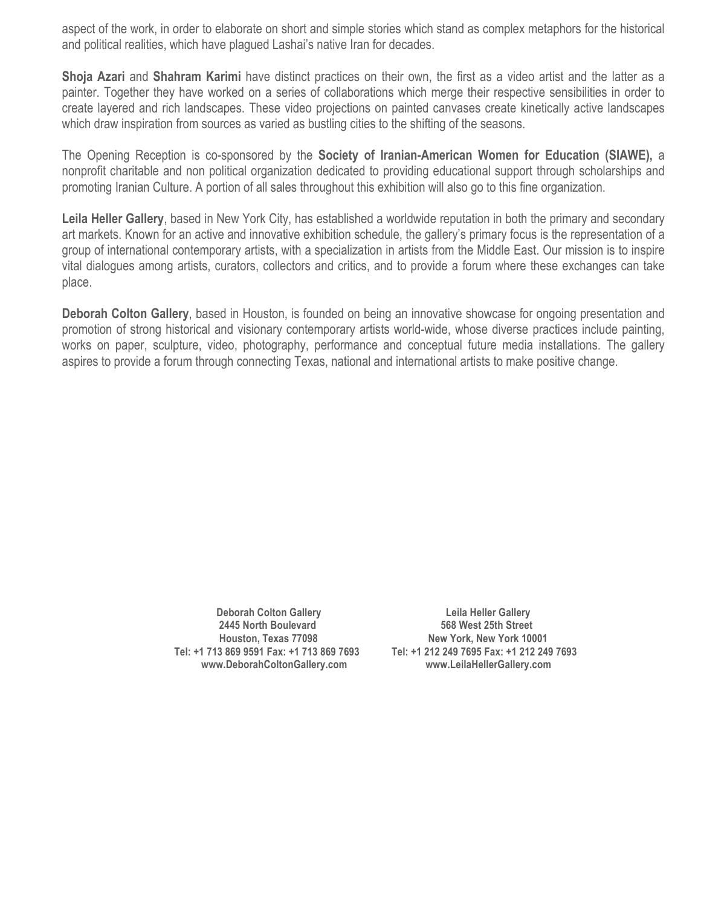aspect of the work, in order to elaborate on short and simple stories which stand as complex metaphors for the historical and political realities, which have plagued Lashai's native Iran for decades.

**Shoja Azari** and **Shahram Karimi** have distinct practices on their own, the first as a video artist and the latter as a painter. Together they have worked on a series of collaborations which merge their respective sensibilities in order to create layered and rich landscapes. These video projections on painted canvases create kinetically active landscapes which draw inspiration from sources as varied as bustling cities to the shifting of the seasons.

The Opening Reception is co-sponsored by the **Society of Iranian-American Women for Education (SIAWE),** a nonprofit charitable and non political organization dedicated to providing educational support through scholarships and promoting Iranian Culture. A portion of all sales throughout this exhibition will also go to this fine organization.

**Leila Heller Gallery**, based in New York City, has established a worldwide reputation in both the primary and secondary art markets. Known for an active and innovative exhibition schedule, the gallery's primary focus is the representation of a group of international contemporary artists, with a specialization in artists from the Middle East. Our mission is to inspire vital dialogues among artists, curators, collectors and critics, and to provide a forum where these exchanges can take place.

**Deborah Colton Gallery**, based in Houston, is founded on being an innovative showcase for ongoing presentation and promotion of strong historical and visionary contemporary artists world-wide, whose diverse practices include painting, works on paper, sculpture, video, photography, performance and conceptual future media installations. The gallery aspires to provide a forum through connecting Texas, national and international artists to make positive change.

**Deborah Colton Gallery**
**2445 North Boulevard**
**Houston, Texas 77098**
**Tel: +1 713 869 9591 Fax: +1 713 869 7693**
**www.DeborahColtonGallery.com**

**Leila Heller Gallery**
**568 West 25th Street**
**New York, New York 10001**
**Tel: +1 212 249 7695 Fax: +1 212 249 7693**
**www.LeilaHellerGallery.com**